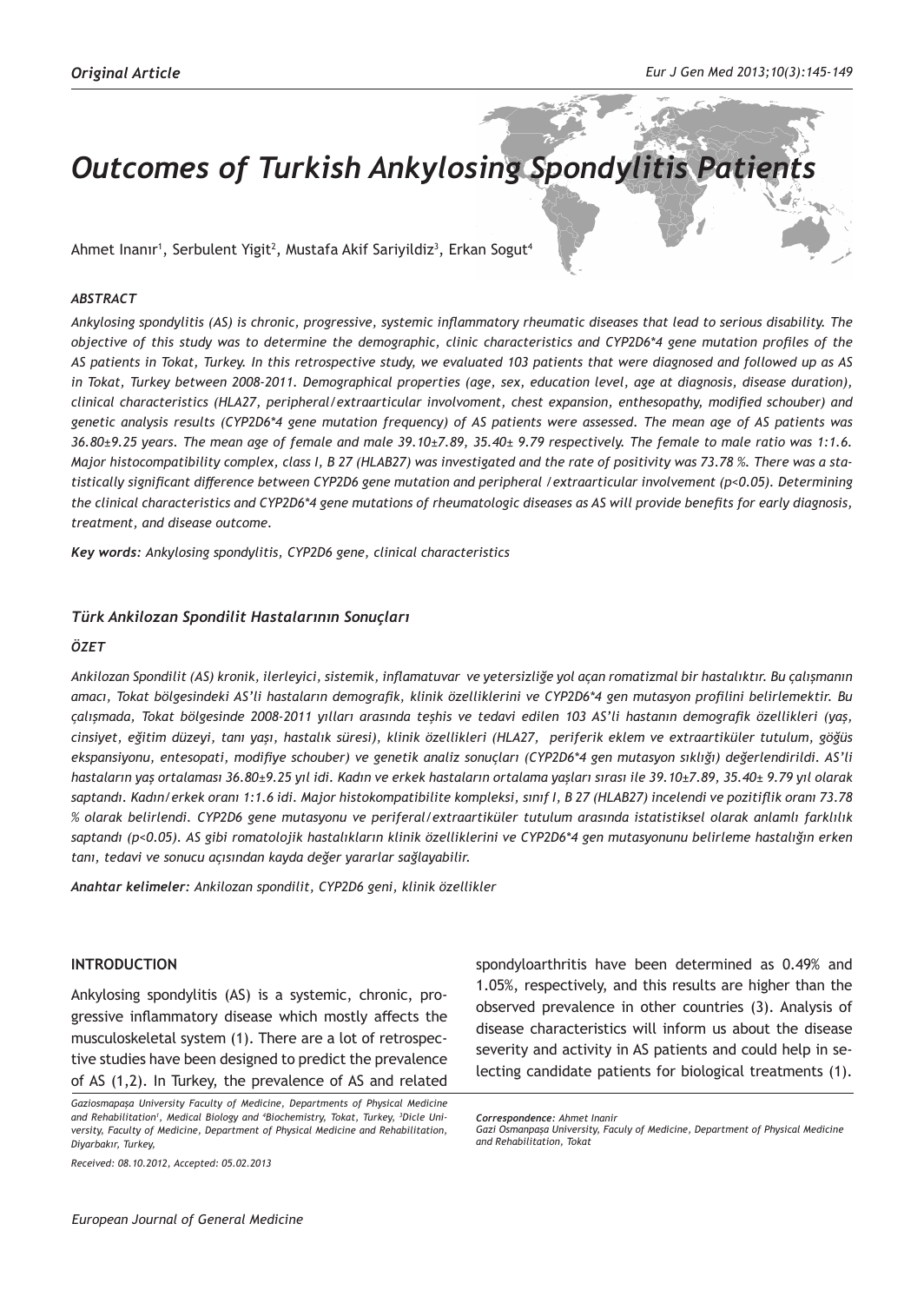*Original Article*

# Outcomes of Turkish Ankylosing Spondylitis Patients

Ahmet Inanır[1], Serbulent Yigit[2], Mustafa Akif Sariyildiz[3], Erkan Sogut[4]

### *ABSTRACT*

*Ankylosing spondylitis (AS) is chronic, progressive, systemic inflammatory rheumatic diseases that lead to serious disability. The objective of this study was to determine the demographic, clinic characteristics and CYP2D6*4 gene mutation profiles of the AS patients in Tokat, Turkey. In this retrospective study, we evaluated 103 patients that were diagnosed and followed up as AS in Tokat, Turkey between 2008-2011. Demographical properties (age, sex, education level, age at diagnosis, disease duration), clinical characteristics (HLA27, peripheral/extraarticular involvoment, chest expansion, enthesopathy, modified schouber) and genetic analysis results (CYP2D6*4 gene mutation frequency) of AS patients were assessed. The mean age of AS patients was 36.80±9.25 years. The mean age of female and male 39.10±7.89, 35.40± 9.79 respectively. The female to male ratio was 1:1.6. Major histocompatibility complex, class I, B 27 (HLAB27) was investigated and the rate of positivity was 73.78 %. There was a statistically significant difference between CYP2D6 gene mutation and peripheral /extraarticular involvement (p<0.05). Determining the clinical characteristics and CYP2D6*4 gene mutations of rheumatologic diseases as AS will provide benefits for early diagnosis, treatment, and disease outcome.*

***Key words:*** *Ankylosing spondylitis, CYP2D6 gene, clinical characteristics*

### *Türk Ankilozan Spondilit Hastalarının Sonuçları*

### *ÖZET*

*Ankilozan Spondilit (AS) kronik, ilerleyici, sistemik, inflamatuvar ve yetersizliğe yol açan romatizmal bir hastalıktır. Bu çalışmanın amacı, Tokat bölgesindeki AS'li hastaların demografik, klinik özelliklerini ve CYP2D6*4 gen mutasyon profilini belirlemektir. Bu çalışmada, Tokat bölgesinde 2008-2011 yılları arasında teşhis ve tedavi edilen 103 AS'li hastanın demografik özellikleri (yaş, cinsiyet, eğitim düzeyi, tanı yaşı, hastalık süresi), klinik özellikleri (HLA27, periferik eklem ve extraartiküler tutulum, göğüs ekspansiyonu, entesopati, modifiye schouber) ve genetik analiz sonuçları (CYP2D6*4 gen mutasyon sıklığı) değerlendirildi. AS'li hastaların yaş ortalaması 36.80±9.25 yıl idi. Kadın ve erkek hastaların ortalama yaşları sırası ile 39.10±7.89, 35.40± 9.79 yıl olarak saptandı. Kadın/erkek oranı 1:1.6 idi. Major histokompatibilite kompleksi, sınıf I, B 27 (HLAB27) incelendi ve pozitiflik oranı 73.78 % olarak belirlendi. CYP2D6 gene mutasyonu ve periferal/extraartiküler tutulum arasında istatistiksel olarak anlamlı farklılık saptandı (p<0.05). AS gibi romatolojik hastalıkların klinik özelliklerini ve CYP2D6*4 gen mutasyonunu belirleme hastalığın erken tanı, tedavi ve sonucu açısından kayda değer yararlar sağlayabilir.*

***Anahtar kelimeler:*** *Ankilozan spondilit, CYP2D6 geni, klinik özellikler*

## INTRODUCTION

Ankylosing spondylitis (AS) is a systemic, chronic, progressive inflammatory disease which mostly affects the musculoskeletal system (1). There are a lot of retrospective studies have been designed to predict the prevalence of AS (1,2). In Turkey, the prevalence of AS and related spondyloarthritis have been determined as 0.49% and 1.05%, respectively, and this results are higher than the observed prevalence in other countries (3). Analysis of disease characteristics will inform us about the disease severity and activity in AS patients and could help in selecting candidate patients for biological treatments (1).

*Gaziosmapaşa University Faculty of Medicine, Departments of Physical Medicine and Rehabilitation[1], Medical Biology and [4]Biochemistry, Tokat, Turkey, [3]Dicle University, Faculty of Medicine, Department of Physical Medicine and Rehabilitation, Diyarbakır, Turkey,*

*Received: 08.10.2012, Accepted: 05.02.2013*

***Correspondence:*** *Ahmet Inanir*
*Gazi Osmanpaşa University, Faculy of Medicine, Department of Physical Medicine and Rehabilitation, Tokat*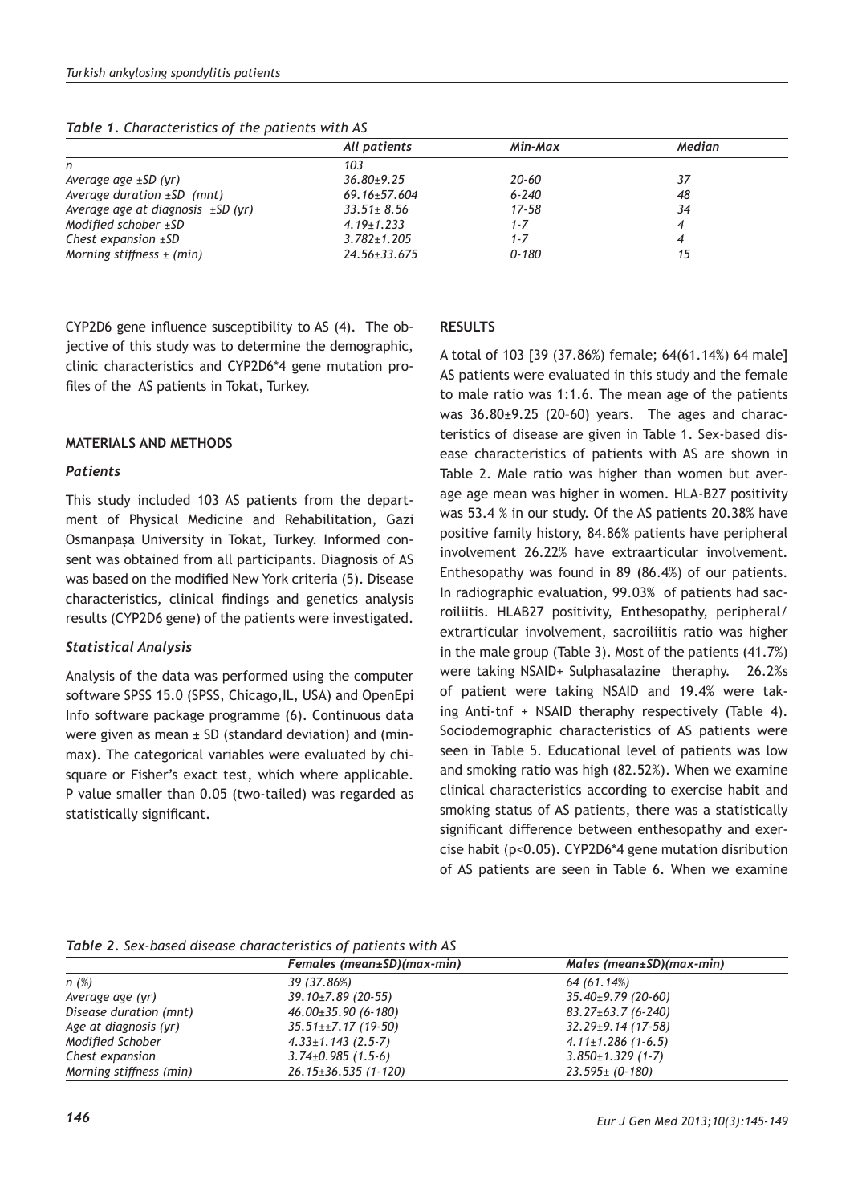*Table 1. Characteristics of the patients with AS*

| | All patients | Min-Max | Median |
|---|---|---|---|
| n | 103 | | |
| Average age ±SD (yr) | 36.80±9.25 | 20-60 | 37 |
| Average duration ±SD (mnt) | 69.16±57.604 | 6-240 | 48 |
| Average age at diagnosis ±SD (yr) | 33.51± 8.56 | 17-58 | 34 |
| Modified schober ±SD | 4.19±1.233 | 1-7 | 4 |
| Chest expansion ±SD | 3.782±1.205 | 1-7 | 4 |
| Morning stiffness ± (min) | 24.56±33.675 | 0-180 | 15 |

CYP2D6 gene influence susceptibility to AS (4). The objective of this study was to determine the demographic, clinic characteristics and CYP2D6*4 gene mutation profiles of the AS patients in Tokat, Turkey.

## MATERIALS AND METHODS

### Patients

This study included 103 AS patients from the department of Physical Medicine and Rehabilitation, Gazi Osmanpaşa University in Tokat, Turkey. Informed consent was obtained from all participants. Diagnosis of AS was based on the modified New York criteria (5). Disease characteristics, clinical findings and genetics analysis results (CYP2D6 gene) of the patients were investigated.

### Statistical Analysis

Analysis of the data was performed using the computer software SPSS 15.0 (SPSS, Chicago,IL, USA) and OpenEpi Info software package programme (6). Continuous data were given as mean ± SD (standard deviation) and (min-max). The categorical variables were evaluated by chi-square or Fisher's exact test, which where applicable. P value smaller than 0.05 (two-tailed) was regarded as statistically significant.

## RESULTS

A total of 103 [39 (37.86%) female; 64(61.14%) 64 male] AS patients were evaluated in this study and the female to male ratio was 1:1.6. The mean age of the patients was 36.80±9.25 (20–60) years. The ages and characteristics of disease are given in Table 1. Sex-based disease characteristics of patients with AS are shown in Table 2. Male ratio was higher than women but average age mean was higher in women. HLA-B27 positivity was 53.4 % in our study. Of the AS patients 20.38% have positive family history, 84.86% patients have peripheral involvement 26.22% have extraarticular involvement. Enthesopathy was found in 89 (86.4%) of our patients. In radiographic evaluation, 99.03% of patients had sacroiliitis. HLAB27 positivity, Enthesopathy, peripheral/extrarticular involvement, sacroiliitis ratio was higher in the male group (Table 3). Most of the patients (41.7%) were taking NSAID+ Sulphasalazine theraphy. 26.2%s of patient were taking NSAID and 19.4% were taking Anti-tnf + NSAID theraphy respectively (Table 4). Sociodemographic characteristics of AS patients were seen in Table 5. Educational level of patients was low and smoking ratio was high (82.52%). When we examine clinical characteristics according to exercise habit and smoking status of AS patients, there was a statistically significant difference between enthesopathy and exercise habit ($p<0.05$). CYP2D6*4 gene mutation disribution of AS patients are seen in Table 6. When we examine

*Table 2. Sex-based disease characteristics of patients with AS*

| | Females (mean±SD)(max-min) | Males (mean±SD)(max-min) |
|---|---|---|
| n (%) | 39 (37.86%) | 64 (61.14%) |
| Average age (yr) | 39.10±7.89 (20-55) | 35.40±9.79 (20-60) |
| Disease duration (mnt) | 46.00±35.90 (6-180) | 83.27±63.7 (6-240) |
| Age at diagnosis (yr) | 35.51±±7.17 (19-50) | 32.29±9.14 (17-58) |
| Modified Schober | 4.33±1.143 (2.5-7) | 4.11±1.286 (1-6.5) |
| Chest expansion | 3.74±0.985 (1.5-6) | 3.850±1.329 (1-7) |
| Morning stiffness (min) | 26.15±36.535 (1-120) | 23.595± (0-180) |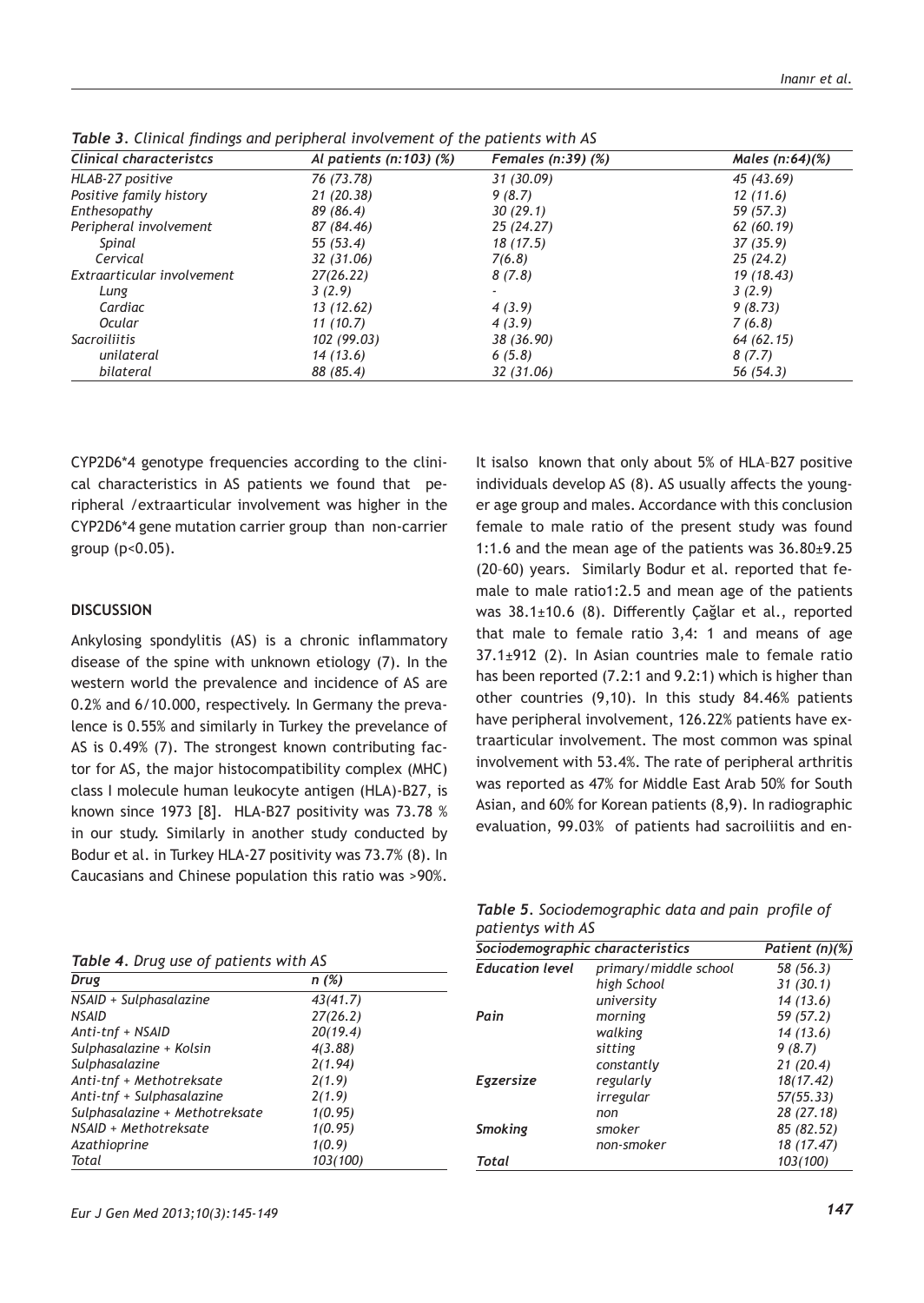*Table 3. Clinical findings and peripheral involvement of the patients with AS*

| Clinical characteristcs | Al patients (n:103) (%) | Females (n:39) (%) | Males (n:64)(%) |
|---|---|---|---|
| HLAB-27 positive | 76 (73.78) | 31 (30.09) | 45 (43.69) |
| Positive family history | 21 (20.38) | 9 (8.7) | 12 (11.6) |
| Enthesopathy | 89 (86.4) | 30 (29.1) | 59 (57.3) |
| Peripheral involvement | 87 (84.46) | 25 (24.27) | 62 (60.19) |
| Spinal | 55 (53.4) | 18 (17.5) | 37 (35.9) |
| Cervical | 32 (31.06) | 7(6.8) | 25 (24.2) |
| Extraarticular involvement | 27(26.22) | 8 (7.8) | 19 (18.43) |
| Lung | 3 (2.9) | - | 3 (2.9) |
| Cardiac | 13 (12.62) | 4 (3.9) | 9 (8.73) |
| Ocular | 11 (10.7) | 4 (3.9) | 7 (6.8) |
| Sacroiliitis | 102 (99.03) | 38 (36.90) | 64 (62.15) |
| unilateral | 14 (13.6) | 6 (5.8) | 8 (7.7) |
| bilateral | 88 (85.4) | 32 (31.06) | 56 (54.3) |

CYP2D6*4 genotype frequencies according to the clinical characteristics in AS patients we found that peripheral /extraarticular involvement was higher in the CYP2D6*4 gene mutation carrier group than non-carrier group ($p<0.05$).

## DISCUSSION

Ankylosing spondylitis (AS) is a chronic inflammatory disease of the spine with unknown etiology (7). In the western world the prevalence and incidence of AS are 0.2% and 6/10.000, respectively. In Germany the prevalence is 0.55% and similarly in Turkey the prevelance of AS is 0.49% (7). The strongest known contributing factor for AS, the major histocompatibility complex (MHC) class I molecule human leukocyte antigen (HLA)-B27, is known since 1973 [8]. HLA-B27 positivity was 73.78 % in our study. Similarly in another study conducted by Bodur et al. in Turkey HLA-27 positivity was 73.7% (8). In Caucasians and Chinese population this ratio was >90%. It isalso known that only about 5% of HLA–B27 positive individuals develop AS (8). AS usually affects the younger age group and males. Accordance with this conclusion female to male ratio of the present study was found 1:1.6 and the mean age of the patients was 36.80±9.25 (20–60) years. Similarly Bodur et al. reported that female to male ratio1:2.5 and mean age of the patients was 38.1±10.6 (8). Differently Çağlar et al., reported that male to female ratio 3,4: 1 and means of age 37.1±912 (2). In Asian countries male to female ratio has been reported (7.2:1 and 9.2:1) which is higher than other countries (9,10). In this study 84.46% patients have peripheral involvement, 126.22% patients have extraarticular involvement. The most common was spinal involvement with 53.4%. The rate of peripheral arthritis was reported as 47% for Middle East Arab 50% for South Asian, and 60% for Korean patients (8,9). In radiographic evaluation, 99.03% of patients had sacroiliitis and en-

*Table 4. Drug use of patients with AS*

| Drug | n (%) |
|---|---|
| NSAID + Sulphasalazine | 43(41.7) |
| NSAID | 27(26.2) |
| Anti-tnf + NSAID | 20(19.4) |
| Sulphasalazine + Kolsin | 4(3.88) |
| Sulphasalazine | 2(1.94) |
| Anti-tnf + Methotreksate | 2(1.9) |
| Anti-tnf + Sulphasalazine | 2(1.9) |
| Sulphasalazine + Methotreksate | 1(0.95) |
| NSAID + Methotreksate | 1(0.95) |
| Azathioprine | 1(0.9) |
| Total | 103(100) |

*Table 5. Sociodemographic data and pain profile of patientys with AS*

| Sociodemographic characteristics | | Patient (n)(%) |
|---|---|---|
| **Education level** | primary/middle school | 58 (56.3) |
| | high School | 31 (30.1) |
| | university | 14 (13.6) |
| **Pain** | morning | 59 (57.2) |
| | walking | 14 (13.6) |
| | sitting | 9 (8.7) |
| | constantly | 21 (20.4) |
| **Egzersize** | regularly | 18(17.42) |
| | irregular | 57(55.33) |
| | non | 28 (27.18) |
| **Smoking** | smoker | 85 (82.52) |
| | non-smoker | 18 (17.47) |
| **Total** | | 103(100) |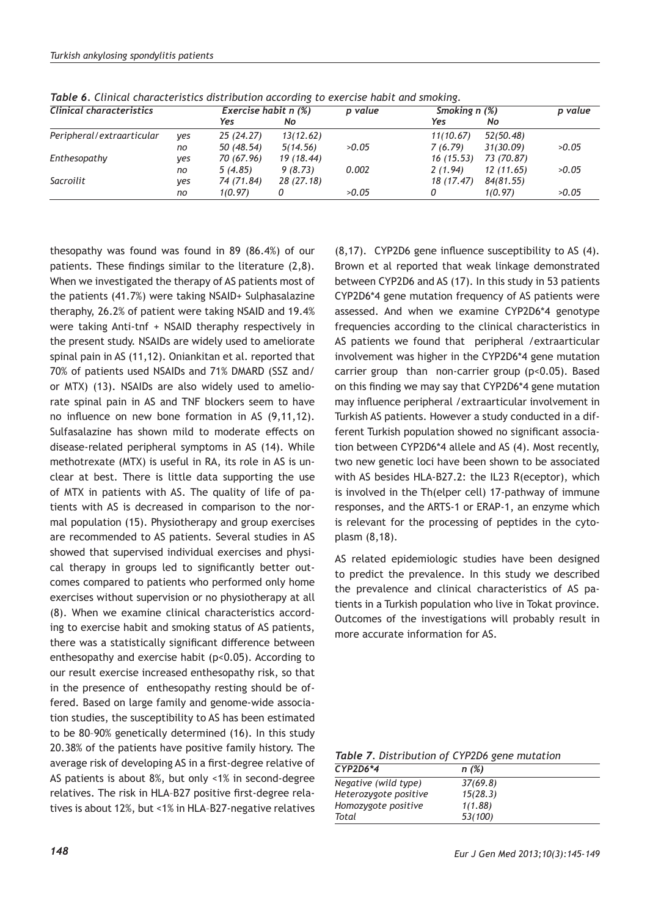*Table 6. Clinical characteristics distribution according to exercise habit and smoking.*

| Clinical characteristics | | Exercise habit n (%) | | p value | Smoking n (%) | | p value |
|---|---|---|---|---|---|---|---|
| | | Yes | No | | Yes | No | |
| Peripheral/extraarticular | yes | 25 (24.27) | 13(12.62) | | 11(10.67) | 52(50.48) | |
| | no | 50 (48.54) | 5(14.56) | >0.05 | 7 (6.79) | 31(30.09) | >0.05 |
| Enthesopathy | yes | 70 (67.96) | 19 (18.44) | | 16 (15.53) | 73 (70.87) | |
| | no | 5 (4.85) | 9 (8.73) | 0.002 | 2 (1.94) | 12 (11.65) | >0.05 |
| Sacroilit | yes | 74 (71.84) | 28 (27.18) | | 18 (17.47) | 84(81.55) | |
| | no | 1(0.97) | 0 | >0.05 | 0 | 1(0.97) | >0.05 |

thesopathy was found was found in 89 (86.4%) of our patients. These findings similar to the literature (2,8). When we investigated the therapy of AS patients most of the patients (41.7%) were taking NSAID+ Sulphasalazine theraphy, 26.2% of patient were taking NSAID and 19.4% were taking Anti-tnf + NSAID theraphy respectively in the present study. NSAIDs are widely used to ameliorate spinal pain in AS (11,12). Oniankitan et al. reported that 70% of patients used NSAIDs and 71% DMARD (SSZ and/or MTX) (13). NSAIDs are also widely used to ameliorate spinal pain in AS and TNF blockers seem to have no influence on new bone formation in AS (9,11,12). Sulfasalazine has shown mild to moderate effects on disease-related peripheral symptoms in AS (14). While methotrexate (MTX) is useful in RA, its role in AS is unclear at best. There is little data supporting the use of MTX in patients with AS. The quality of life of patients with AS is decreased in comparison to the normal population (15). Physiotherapy and group exercises are recommended to AS patients. Several studies in AS showed that supervised individual exercises and physical therapy in groups led to significantly better outcomes compared to patients who performed only home exercises without supervision or no physiotherapy at all (8). When we examine clinical characteristics according to exercise habit and smoking status of AS patients, there was a statistically significant difference between enthesopathy and exercise habit ($p<0.05$). According to our result exercise increased enthesopathy risk, so that in the presence of enthesopathy resting should be offered. Based on large family and genome-wide association studies, the susceptibility to AS has been estimated to be 80–90% genetically determined (16). In this study 20.38% of the patients have positive family history. The average risk of developing AS in a first-degree relative of AS patients is about 8%, but only <1% in second-degree relatives. The risk in HLA–B27 positive first-degree relatives is about 12%, but <1% in HLA–B27-negative relatives (8,17). CYP2D6 gene influence susceptibility to AS (4). Brown et al reported that weak linkage demonstrated between CYP2D6 and AS (17). In this study in 53 patients CYP2D6*4 gene mutation frequency of AS patients were assessed. And when we examine CYP2D6*4 genotype frequencies according to the clinical characteristics in AS patients we found that peripheral /extraarticular involvement was higher in the CYP2D6*4 gene mutation carrier group than non-carrier group ($p<0.05$). Based on this finding we may say that CYP2D6*4 gene mutation may influence peripheral /extraarticular involvement in Turkish AS patients. However a study conducted in a different Turkish population showed no significant association between CYP2D6*4 allele and AS (4). Most recently, two new genetic loci have been shown to be associated with AS besides HLA-B27.2: the IL23 R(eceptor), which is involved in the Th(elper cell) 17-pathway of immune responses, and the ARTS-1 or ERAP-1, an enzyme which is relevant for the processing of peptides in the cytoplasm (8,18).

AS related epidemiologic studies have been designed to predict the prevalence. In this study we described the prevalence and clinical characteristics of AS patients in a Turkish population who live in Tokat province. Outcomes of the investigations will probably result in more accurate information for AS.

*Table 7. Distribution of CYP2D6 gene mutation*

| CYP2D6*4 | n (%) |
|---|---|
| Negative (wild type) | 37(69.8) |
| Heterozygote positive | 15(28.3) |
| Homozygote positive | 1(1.88) |
| Total | 53(100) |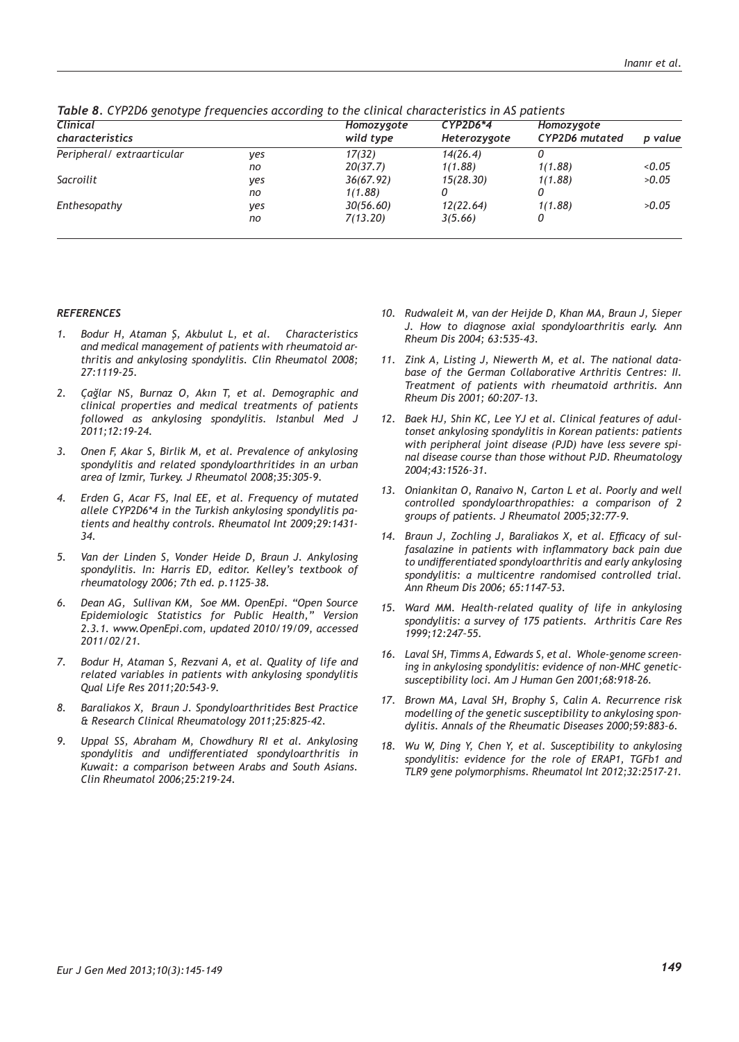*Table 8. CYP2D6 genotype frequencies according to the clinical characteristics in AS patients*

| Clinical characteristics | | Homozygote wild type | CYP2D6*4 Heterozygote | Homozygote CYP2D6 mutated | p value |
|---|---|---|---|---|---|
| Peripheral/ extraarticular | yes | 17(32) | 14(26.4) | 0 | |
| | no | 20(37.7) | 1(1.88) | 1(1.88) | <0.05 |
| Sacroilit | yes | 36(67.92) | 15(28.30) | 1(1.88) | >0.05 |
| | no | 1(1.88) | 0 | 0 | |
| Enthesopathy | yes | 30(56.60) | 12(22.64) | 1(1.88) | >0.05 |
| | no | 7(13.20) | 3(5.66) | 0 | |

## REFERENCES

1. Bodur H, Ataman Ş, Akbulut L, et al. Characteristics and medical management of patients with rheumatoid arthritis and ankylosing spondylitis. Clin Rheumatol 2008; 27:1119-25.
2. Çağlar NS, Burnaz O, Akın T, et al. Demographic and clinical properties and medical treatments of patients followed as ankylosing spondylitis. Istanbul Med J 2011;12:19-24.
3. Onen F, Akar S, Birlik M, et al. Prevalence of ankylosing spondylitis and related spondyloarthritides in an urban area of Izmir, Turkey. J Rheumatol 2008;35:305-9.
4. Erden G, Acar FS, Inal EE, et al. Frequency of mutated allele CYP2D6*4 in the Turkish ankylosing spondylitis patients and healthy controls. Rheumatol Int 2009;29:1431-34.
5. Van der Linden S, Vonder Heide D, Braun J. Ankylosing spondylitis. In: Harris ED, editor. Kelley's textbook of rheumatology 2006; 7th ed. p.1125–38.
6. Dean AG, Sullivan KM, Soe MM. OpenEpi. "Open Source Epidemiologic Statistics for Public Health," Version 2.3.1. www.OpenEpi.com, updated 2010/19/09, accessed 2011/02/21.
7. Bodur H, Ataman S, Rezvani A, et al. Quality of life and related variables in patients with ankylosing spondylitis Qual Life Res 2011;20:543-9.
8. Baraliakos X, Braun J. Spondyloarthritides Best Practice & Research Clinical Rheumatology 2011;25:825-42.
9. Uppal SS, Abraham M, Chowdhury RI et al. Ankylosing spondylitis and undifferentiated spondyloarthritis in Kuwait: a comparison between Arabs and South Asians. Clin Rheumatol 2006;25:219-24.
10. Rudwaleit M, van der Heijde D, Khan MA, Braun J, Sieper J. How to diagnose axial spondyloarthritis early. Ann Rheum Dis 2004; 63:535-43.
11. Zink A, Listing J, Niewerth M, et al. The national database of the German Collaborative Arthritis Centres: II. Treatment of patients with rheumatoid arthritis. Ann Rheum Dis 2001; 60:207–13.
12. Baek HJ, Shin KC, Lee YJ et al. Clinical features of adultonset ankylosing spondylitis in Korean patients: patients with peripheral joint disease (PJD) have less severe spinal disease course than those without PJD. Rheumatology 2004;43:1526-31.
13. Oniankitan O, Ranaivo N, Carton L et al. Poorly and well controlled spondyloarthropathies: a comparison of 2 groups of patients. J Rheumatol 2005;32:77-9.
14. Braun J, Zochling J, Baraliakos X, et al. Efficacy of sulfasalazine in patients with inflammatory back pain due to undifferentiated spondyloarthritis and early ankylosing spondylitis: a multicentre randomised controlled trial. Ann Rheum Dis 2006; 65:1147–53.
15. Ward MM. Health-related quality of life in ankylosing spondylitis: a survey of 175 patients. Arthritis Care Res 1999;12:247–55.
16. Laval SH, Timms A, Edwards S, et al. Whole-genome screening in ankylosing spondylitis: evidence of non-MHC geneticsusceptibility loci. Am J Human Gen 2001;68:918-26.
17. Brown MA, Laval SH, Brophy S, Calin A. Recurrence risk modelling of the genetic susceptibility to ankylosing spondylitis. Annals of the Rheumatic Diseases 2000;59:883–6.
18. Wu W, Ding Y, Chen Y, et al. Susceptibility to ankylosing spondylitis: evidence for the role of ERAP1, TGFb1 and TLR9 gene polymorphisms. Rheumatol Int 2012;32:2517-21.